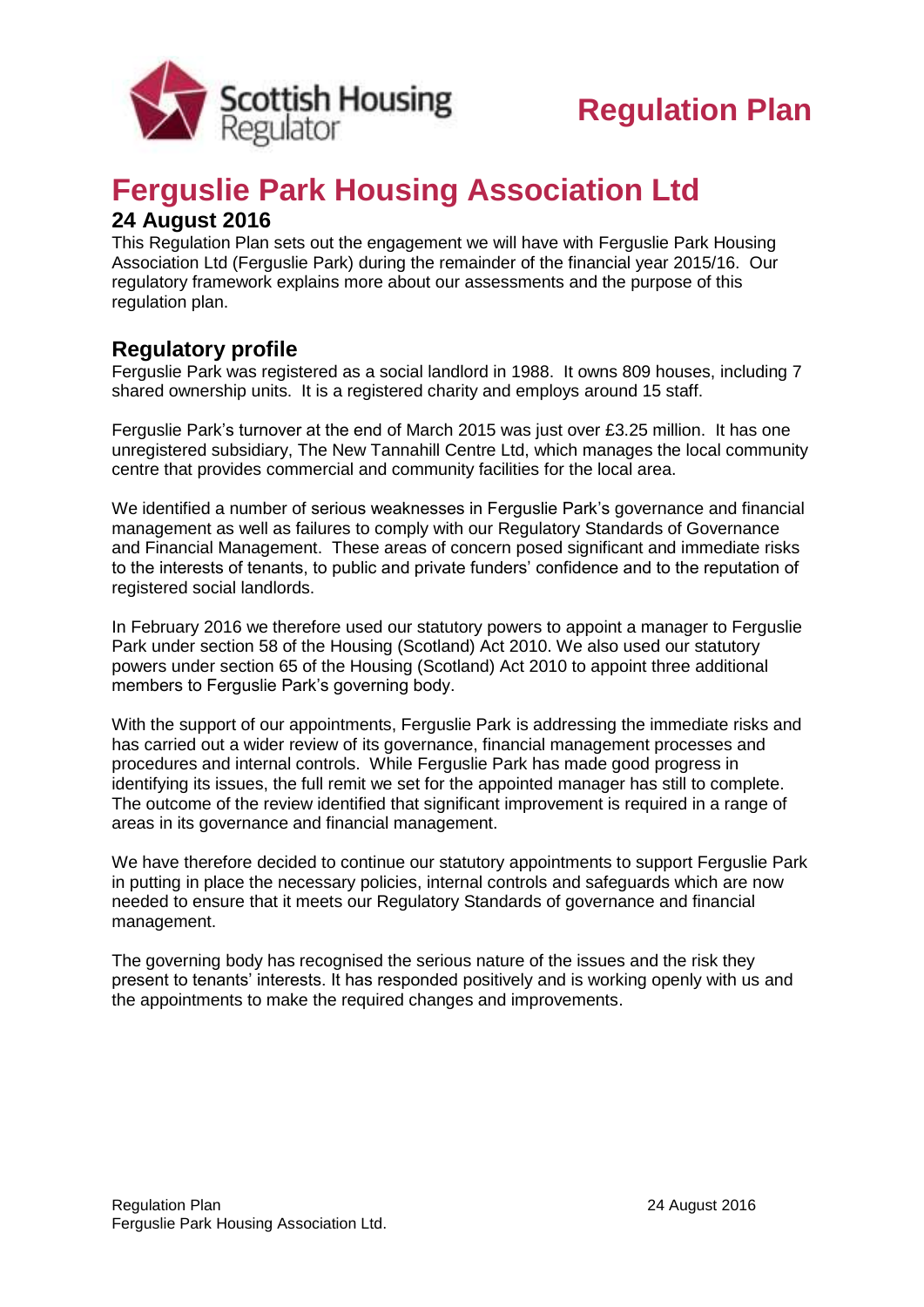# Regulation Plan

# Ferguslie Park Housing Association Ltd

## 24 August 2016

This Regulation Plan sets out the engagement we will have with Ferguslie Park Housing Association Ltd (Ferguslie Park) during the remainder of the financial year 2015/16. Our regulatory framework explains more about our assessments and the purpose of this regulation plan.

## Regulatory profile

Ferguslie Park was registered as a social landlord in 1988. It owns 809 houses, including 7 shared ownership units. It is a registered charity and employs around 15 staff.

Ferguslie Park's turnover at the end of March 2015 was just over £3.25 million. It has one unregistered subsidiary, The New Tannahill Centre Ltd, which manages the local community centre that provides commercial and community facilities for the local area.

We identified a number of serious weaknesses in Ferguslie Park's governance and financial management as well as failures to comply with our Regulatory Standards of Governance and Financial Management. These areas of concern posed significant and immediate risks to the interests of tenants, to public and private funders' confidence and to the reputation of registered social landlords.

In February 2016 we therefore used our statutory powers to appoint a manager to Ferguslie Park under section 58 of the Housing (Scotland) Act 2010. We also used our statutory powers under section 65 of the Housing (Scotland) Act 2010 to appoint three additional members to Ferguslie Park's governing body.

With the support of our appointments, Ferguslie Park is addressing the immediate risks and has carried out a wider review of its governance, financial management processes and procedures and internal controls. While Ferguslie Park has made good progress in identifying its issues, the full remit we set for the appointed manager has still to complete. The outcome of the review identified that significant improvement is required in a range of areas in its governance and financial management.

We have therefore decided to continue our statutory appointments to support Ferguslie Park in putting in place the necessary policies, internal controls and safeguards which are now needed to ensure that it meets our Regulatory Standards of governance and financial management.

The governing body has recognised the serious nature of the issues and the risk they present to tenants' interests. It has responded positively and is working openly with us and the appointments to make the required changes and improvements.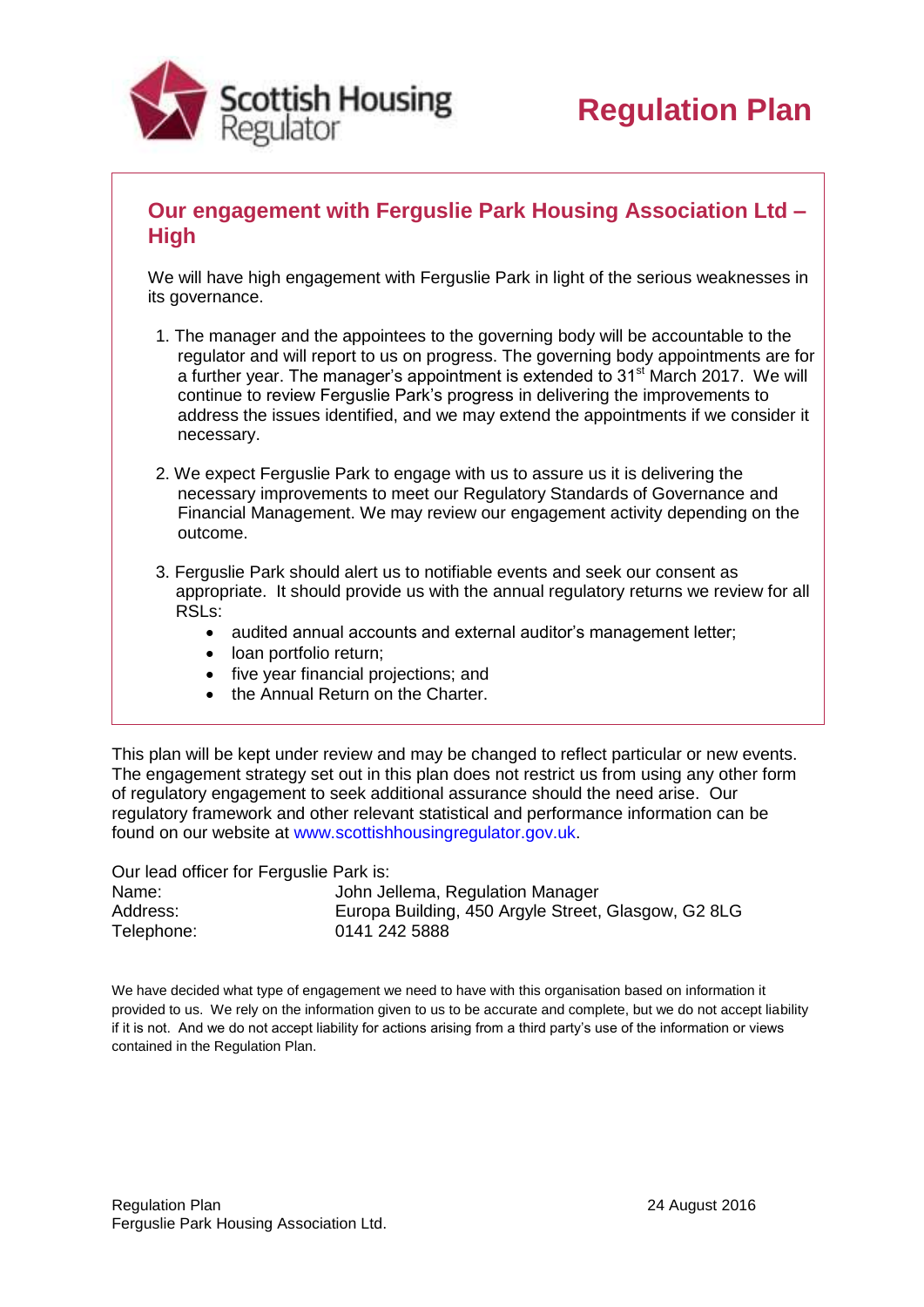# Regulation Plan

## Our engagement with Ferguslie Park Housing Association Ltd – High

We will have high engagement with Ferguslie Park in light of the serious weaknesses in its governance.

1. The manager and the appointees to the governing body will be accountable to the regulator and will report to us on progress. The governing body appointments are for a further year. The manager's appointment is extended to 31st March 2017. We will continue to review Ferguslie Park's progress in delivering the improvements to address the issues identified, and we may extend the appointments if we consider it necessary.

2. We expect Ferguslie Park to engage with us to assure us it is delivering the necessary improvements to meet our Regulatory Standards of Governance and Financial Management. We may review our engagement activity depending on the outcome.

3. Ferguslie Park should alert us to notifiable events and seek our consent as appropriate. It should provide us with the annual regulatory returns we review for all RSLs:
   - audited annual accounts and external auditor's management letter;
   - loan portfolio return;
   - five year financial projections; and
   - the Annual Return on the Charter.

This plan will be kept under review and may be changed to reflect particular or new events. The engagement strategy set out in this plan does not restrict us from using any other form of regulatory engagement to seek additional assurance should the need arise. Our regulatory framework and other relevant statistical and performance information can be found on our website at www.scottishhousingregulator.gov.uk.

Our lead officer for Ferguslie Park is:

| | |
|---|---|
| Name: | John Jellema, Regulation Manager |
| Address: | Europa Building, 450 Argyle Street, Glasgow, G2 8LG |
| Telephone: | 0141 242 5888 |

We have decided what type of engagement we need to have with this organisation based on information it provided to us. We rely on the information given to us to be accurate and complete, but we do not accept liability if it is not. And we do not accept liability for actions arising from a third party's use of the information or views contained in the Regulation Plan.